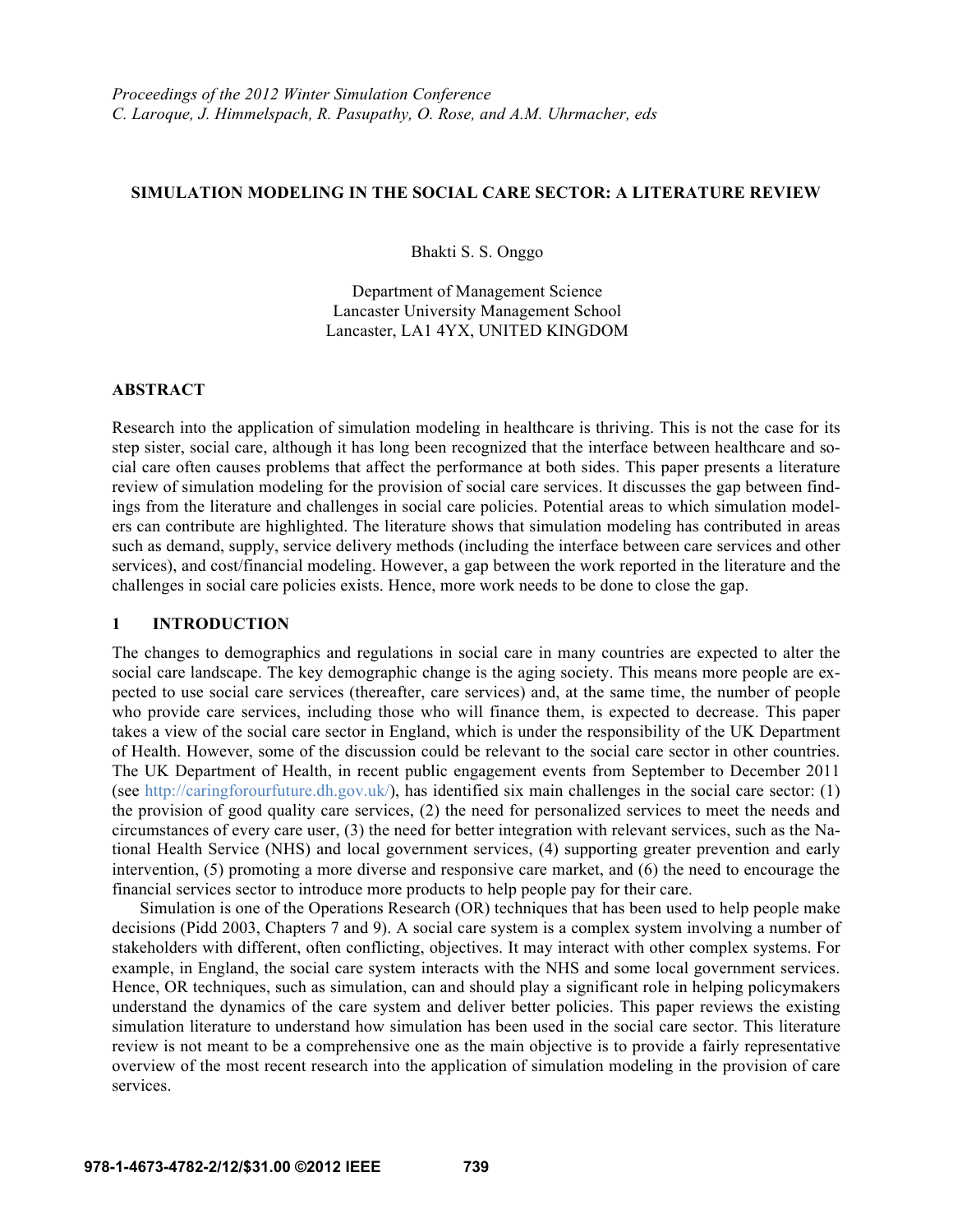*Proceedings of the 2012 Winter Simulation Conference*
*C. Laroque, J. Himmelspach, R. Pasupathy, O. Rose, and A.M. Uhrmacher, eds*

# SIMULATION MODELING IN THE SOCIAL CARE SECTOR: A LITERATURE REVIEW

Bhakti S. S. Onggo

Department of Management Science
Lancaster University Management School
Lancaster, LA1 4YX, UNITED KINGDOM

## ABSTRACT

Research into the application of simulation modeling in healthcare is thriving. This is not the case for its step sister, social care, although it has long been recognized that the interface between healthcare and social care often causes problems that affect the performance at both sides. This paper presents a literature review of simulation modeling for the provision of social care services. It discusses the gap between findings from the literature and challenges in social care policies. Potential areas to which simulation modelers can contribute are highlighted. The literature shows that simulation modeling has contributed in areas such as demand, supply, service delivery methods (including the interface between care services and other services), and cost/financial modeling. However, a gap between the work reported in the literature and the challenges in social care policies exists. Hence, more work needs to be done to close the gap.

## 1 INTRODUCTION

The changes to demographics and regulations in social care in many countries are expected to alter the social care landscape. The key demographic change is the aging society. This means more people are expected to use social care services (thereafter, care services) and, at the same time, the number of people who provide care services, including those who will finance them, is expected to decrease. This paper takes a view of the social care sector in England, which is under the responsibility of the UK Department of Health. However, some of the discussion could be relevant to the social care sector in other countries. The UK Department of Health, in recent public engagement events from September to December 2011 (see http://caringforourfuture.dh.gov.uk/), has identified six main challenges in the social care sector: (1) the provision of good quality care services, (2) the need for personalized services to meet the needs and circumstances of every care user, (3) the need for better integration with relevant services, such as the National Health Service (NHS) and local government services, (4) supporting greater prevention and early intervention, (5) promoting a more diverse and responsive care market, and (6) the need to encourage the financial services sector to introduce more products to help people pay for their care.

Simulation is one of the Operations Research (OR) techniques that has been used to help people make decisions (Pidd 2003, Chapters 7 and 9). A social care system is a complex system involving a number of stakeholders with different, often conflicting, objectives. It may interact with other complex systems. For example, in England, the social care system interacts with the NHS and some local government services. Hence, OR techniques, such as simulation, can and should play a significant role in helping policymakers understand the dynamics of the care system and deliver better policies. This paper reviews the existing simulation literature to understand how simulation has been used in the social care sector. This literature review is not meant to be a comprehensive one as the main objective is to provide a fairly representative overview of the most recent research into the application of simulation modeling in the provision of care services.

**978-1-4673-4782-2/12/$31.00 ©2012 IEEE**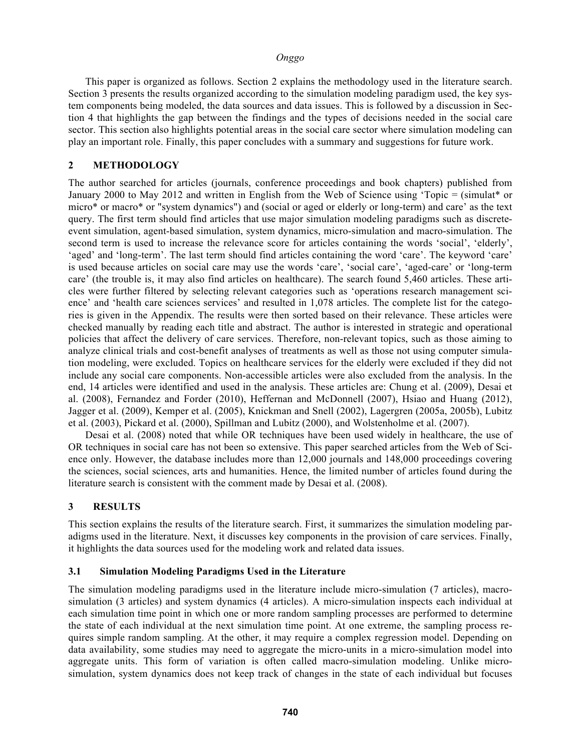This paper is organized as follows. Section 2 explains the methodology used in the literature search. Section 3 presents the results organized according to the simulation modeling paradigm used, the key system components being modeled, the data sources and data issues. This is followed by a discussion in Section 4 that highlights the gap between the findings and the types of decisions needed in the social care sector. This section also highlights potential areas in the social care sector where simulation modeling can play an important role. Finally, this paper concludes with a summary and suggestions for future work.

## 2 METHODOLOGY

The author searched for articles (journals, conference proceedings and book chapters) published from January 2000 to May 2012 and written in English from the Web of Science using 'Topic = (simulat* or micro* or macro* or "system dynamics") and (social or aged or elderly or long-term) and care' as the text query. The first term should find articles that use major simulation modeling paradigms such as discrete-event simulation, agent-based simulation, system dynamics, micro-simulation and macro-simulation. The second term is used to increase the relevance score for articles containing the words 'social', 'elderly', 'aged' and 'long-term'. The last term should find articles containing the word 'care'. The keyword 'care' is used because articles on social care may use the words 'care', 'social care', 'aged-care' or 'long-term care' (the trouble is, it may also find articles on healthcare). The search found 5,460 articles. These articles were further filtered by selecting relevant categories such as 'operations research management science' and 'health care sciences services' and resulted in 1,078 articles. The complete list for the categories is given in the Appendix. The results were then sorted based on their relevance. These articles were checked manually by reading each title and abstract. The author is interested in strategic and operational policies that affect the delivery of care services. Therefore, non-relevant topics, such as those aiming to analyze clinical trials and cost-benefit analyses of treatments as well as those not using computer simulation modeling, were excluded. Topics on healthcare services for the elderly were excluded if they did not include any social care components. Non-accessible articles were also excluded from the analysis. In the end, 14 articles were identified and used in the analysis. These articles are: Chung et al. (2009), Desai et al. (2008), Fernandez and Forder (2010), Heffernan and McDonnell (2007), Hsiao and Huang (2012), Jagger et al. (2009), Kemper et al. (2005), Knickman and Snell (2002), Lagergren (2005a, 2005b), Lubitz et al. (2003), Pickard et al. (2000), Spillman and Lubitz (2000), and Wolstenholme et al. (2007).

Desai et al. (2008) noted that while OR techniques have been used widely in healthcare, the use of OR techniques in social care has not been so extensive. This paper searched articles from the Web of Science only. However, the database includes more than 12,000 journals and 148,000 proceedings covering the sciences, social sciences, arts and humanities. Hence, the limited number of articles found during the literature search is consistent with the comment made by Desai et al. (2008).

## 3 RESULTS

This section explains the results of the literature search. First, it summarizes the simulation modeling paradigms used in the literature. Next, it discusses key components in the provision of care services. Finally, it highlights the data sources used for the modeling work and related data issues.

### 3.1 Simulation Modeling Paradigms Used in the Literature

The simulation modeling paradigms used in the literature include micro-simulation (7 articles), macro-simulation (3 articles) and system dynamics (4 articles). A micro-simulation inspects each individual at each simulation time point in which one or more random sampling processes are performed to determine the state of each individual at the next simulation time point. At one extreme, the sampling process requires simple random sampling. At the other, it may require a complex regression model. Depending on data availability, some studies may need to aggregate the micro-units in a micro-simulation model into aggregate units. This form of variation is often called macro-simulation modeling. Unlike micro-simulation, system dynamics does not keep track of changes in the state of each individual but focuses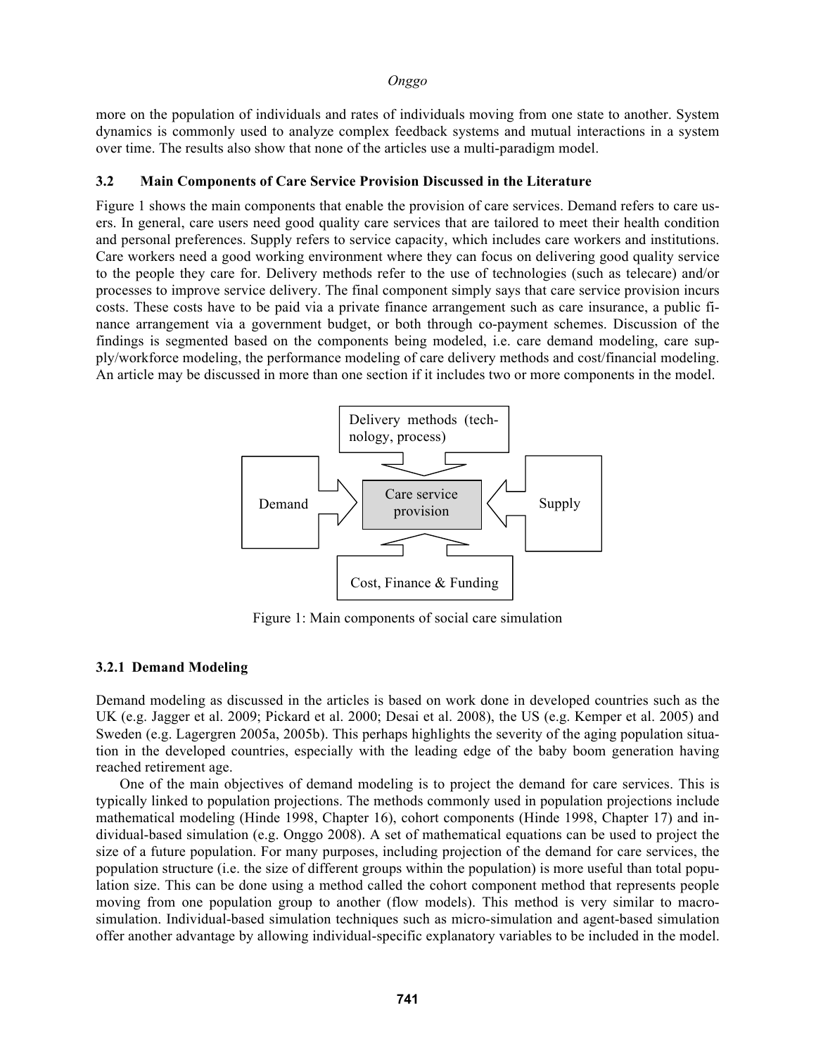more on the population of individuals and rates of individuals moving from one state to another. System dynamics is commonly used to analyze complex feedback systems and mutual interactions in a system over time. The results also show that none of the articles use a multi-paradigm model.

### 3.2 Main Components of Care Service Provision Discussed in the Literature

Figure 1 shows the main components that enable the provision of care services. Demand refers to care users. In general, care users need good quality care services that are tailored to meet their health condition and personal preferences. Supply refers to service capacity, which includes care workers and institutions. Care workers need a good working environment where they can focus on delivering good quality service to the people they care for. Delivery methods refer to the use of technologies (such as telecare) and/or processes to improve service delivery. The final component simply says that care service provision incurs costs. These costs have to be paid via a private finance arrangement such as care insurance, a public finance arrangement via a government budget, or both through co-payment schemes. Discussion of the findings is segmented based on the components being modeled, i.e. care demand modeling, care supply/workforce modeling, the performance modeling of care delivery methods and cost/financial modeling. An article may be discussed in more than one section if it includes two or more components in the model.

Delivery methods (technology, process)

Demand

Care service provision

Supply

Cost, Finance & Funding

Figure 1: Main components of social care simulation

#### 3.2.1 Demand Modeling

Demand modeling as discussed in the articles is based on work done in developed countries such as the UK (e.g. Jagger et al. 2009; Pickard et al. 2000; Desai et al. 2008), the US (e.g. Kemper et al. 2005) and Sweden (e.g. Lagergren 2005a, 2005b). This perhaps highlights the severity of the aging population situation in the developed countries, especially with the leading edge of the baby boom generation having reached retirement age.

One of the main objectives of demand modeling is to project the demand for care services. This is typically linked to population projections. The methods commonly used in population projections include mathematical modeling (Hinde 1998, Chapter 16), cohort components (Hinde 1998, Chapter 17) and individual-based simulation (e.g. Onggo 2008). A set of mathematical equations can be used to project the size of a future population. For many purposes, including projection of the demand for care services, the population structure (i.e. the size of different groups within the population) is more useful than total population size. This can be done using a method called the cohort component method that represents people moving from one population group to another (flow models). This method is very similar to macro-simulation. Individual-based simulation techniques such as micro-simulation and agent-based simulation offer another advantage by allowing individual-specific explanatory variables to be included in the model.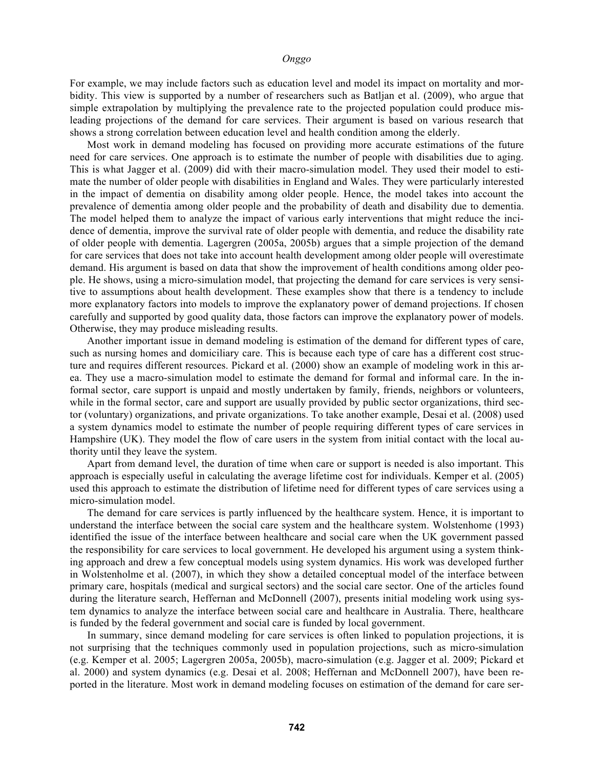For example, we may include factors such as education level and model its impact on mortality and morbidity. This view is supported by a number of researchers such as Batljan et al. (2009), who argue that simple extrapolation by multiplying the prevalence rate to the projected population could produce misleading projections of the demand for care services. Their argument is based on various research that shows a strong correlation between education level and health condition among the elderly.

Most work in demand modeling has focused on providing more accurate estimations of the future need for care services. One approach is to estimate the number of people with disabilities due to aging. This is what Jagger et al. (2009) did with their macro-simulation model. They used their model to estimate the number of older people with disabilities in England and Wales. They were particularly interested in the impact of dementia on disability among older people. Hence, the model takes into account the prevalence of dementia among older people and the probability of death and disability due to dementia. The model helped them to analyze the impact of various early interventions that might reduce the incidence of dementia, improve the survival rate of older people with dementia, and reduce the disability rate of older people with dementia. Lagergren (2005a, 2005b) argues that a simple projection of the demand for care services that does not take into account health development among older people will overestimate demand. His argument is based on data that show the improvement of health conditions among older people. He shows, using a micro-simulation model, that projecting the demand for care services is very sensitive to assumptions about health development. These examples show that there is a tendency to include more explanatory factors into models to improve the explanatory power of demand projections. If chosen carefully and supported by good quality data, those factors can improve the explanatory power of models. Otherwise, they may produce misleading results.

Another important issue in demand modeling is estimation of the demand for different types of care, such as nursing homes and domiciliary care. This is because each type of care has a different cost structure and requires different resources. Pickard et al. (2000) show an example of modeling work in this area. They use a macro-simulation model to estimate the demand for formal and informal care. In the informal sector, care support is unpaid and mostly undertaken by family, friends, neighbors or volunteers, while in the formal sector, care and support are usually provided by public sector organizations, third sector (voluntary) organizations, and private organizations. To take another example, Desai et al. (2008) used a system dynamics model to estimate the number of people requiring different types of care services in Hampshire (UK). They model the flow of care users in the system from initial contact with the local authority until they leave the system.

Apart from demand level, the duration of time when care or support is needed is also important. This approach is especially useful in calculating the average lifetime cost for individuals. Kemper et al. (2005) used this approach to estimate the distribution of lifetime need for different types of care services using a micro-simulation model.

The demand for care services is partly influenced by the healthcare system. Hence, it is important to understand the interface between the social care system and the healthcare system. Wolstenhome (1993) identified the issue of the interface between healthcare and social care when the UK government passed the responsibility for care services to local government. He developed his argument using a system thinking approach and drew a few conceptual models using system dynamics. His work was developed further in Wolstenholme et al. (2007), in which they show a detailed conceptual model of the interface between primary care, hospitals (medical and surgical sectors) and the social care sector. One of the articles found during the literature search, Heffernan and McDonnell (2007), presents initial modeling work using system dynamics to analyze the interface between social care and healthcare in Australia. There, healthcare is funded by the federal government and social care is funded by local government.

In summary, since demand modeling for care services is often linked to population projections, it is not surprising that the techniques commonly used in population projections, such as micro-simulation (e.g. Kemper et al. 2005; Lagergren 2005a, 2005b), macro-simulation (e.g. Jagger et al. 2009; Pickard et al. 2000) and system dynamics (e.g. Desai et al. 2008; Heffernan and McDonnell 2007), have been reported in the literature. Most work in demand modeling focuses on estimation of the demand for care ser-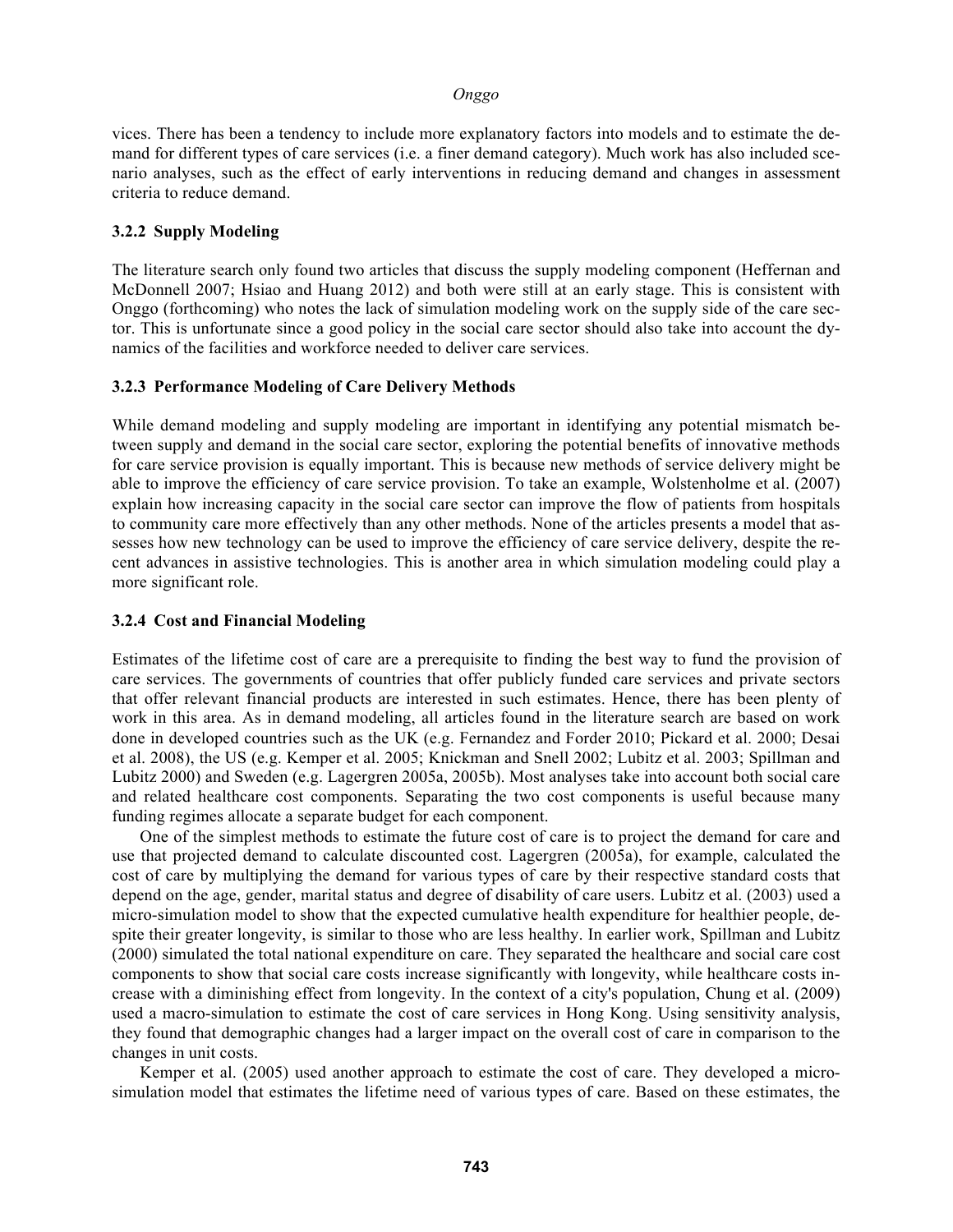vices. There has been a tendency to include more explanatory factors into models and to estimate the demand for different types of care services (i.e. a finer demand category). Much work has also included scenario analyses, such as the effect of early interventions in reducing demand and changes in assessment criteria to reduce demand.

### 3.2.2 Supply Modeling

The literature search only found two articles that discuss the supply modeling component (Heffernan and McDonnell 2007; Hsiao and Huang 2012) and both were still at an early stage. This is consistent with Onggo (forthcoming) who notes the lack of simulation modeling work on the supply side of the care sector. This is unfortunate since a good policy in the social care sector should also take into account the dynamics of the facilities and workforce needed to deliver care services.

### 3.2.3 Performance Modeling of Care Delivery Methods

While demand modeling and supply modeling are important in identifying any potential mismatch between supply and demand in the social care sector, exploring the potential benefits of innovative methods for care service provision is equally important. This is because new methods of service delivery might be able to improve the efficiency of care service provision. To take an example, Wolstenholme et al. (2007) explain how increasing capacity in the social care sector can improve the flow of patients from hospitals to community care more effectively than any other methods. None of the articles presents a model that assesses how new technology can be used to improve the efficiency of care service delivery, despite the recent advances in assistive technologies. This is another area in which simulation modeling could play a more significant role.

### 3.2.4 Cost and Financial Modeling

Estimates of the lifetime cost of care are a prerequisite to finding the best way to fund the provision of care services. The governments of countries that offer publicly funded care services and private sectors that offer relevant financial products are interested in such estimates. Hence, there has been plenty of work in this area. As in demand modeling, all articles found in the literature search are based on work done in developed countries such as the UK (e.g. Fernandez and Forder 2010; Pickard et al. 2000; Desai et al. 2008), the US (e.g. Kemper et al. 2005; Knickman and Snell 2002; Lubitz et al. 2003; Spillman and Lubitz 2000) and Sweden (e.g. Lagergren 2005a, 2005b). Most analyses take into account both social care and related healthcare cost components. Separating the two cost components is useful because many funding regimes allocate a separate budget for each component.

One of the simplest methods to estimate the future cost of care is to project the demand for care and use that projected demand to calculate discounted cost. Lagergren (2005a), for example, calculated the cost of care by multiplying the demand for various types of care by their respective standard costs that depend on the age, gender, marital status and degree of disability of care users. Lubitz et al. (2003) used a micro-simulation model to show that the expected cumulative health expenditure for healthier people, despite their greater longevity, is similar to those who are less healthy. In earlier work, Spillman and Lubitz (2000) simulated the total national expenditure on care. They separated the healthcare and social care cost components to show that social care costs increase significantly with longevity, while healthcare costs increase with a diminishing effect from longevity. In the context of a city's population, Chung et al. (2009) used a macro-simulation to estimate the cost of care services in Hong Kong. Using sensitivity analysis, they found that demographic changes had a larger impact on the overall cost of care in comparison to the changes in unit costs.

Kemper et al. (2005) used another approach to estimate the cost of care. They developed a micro-simulation model that estimates the lifetime need of various types of care. Based on these estimates, the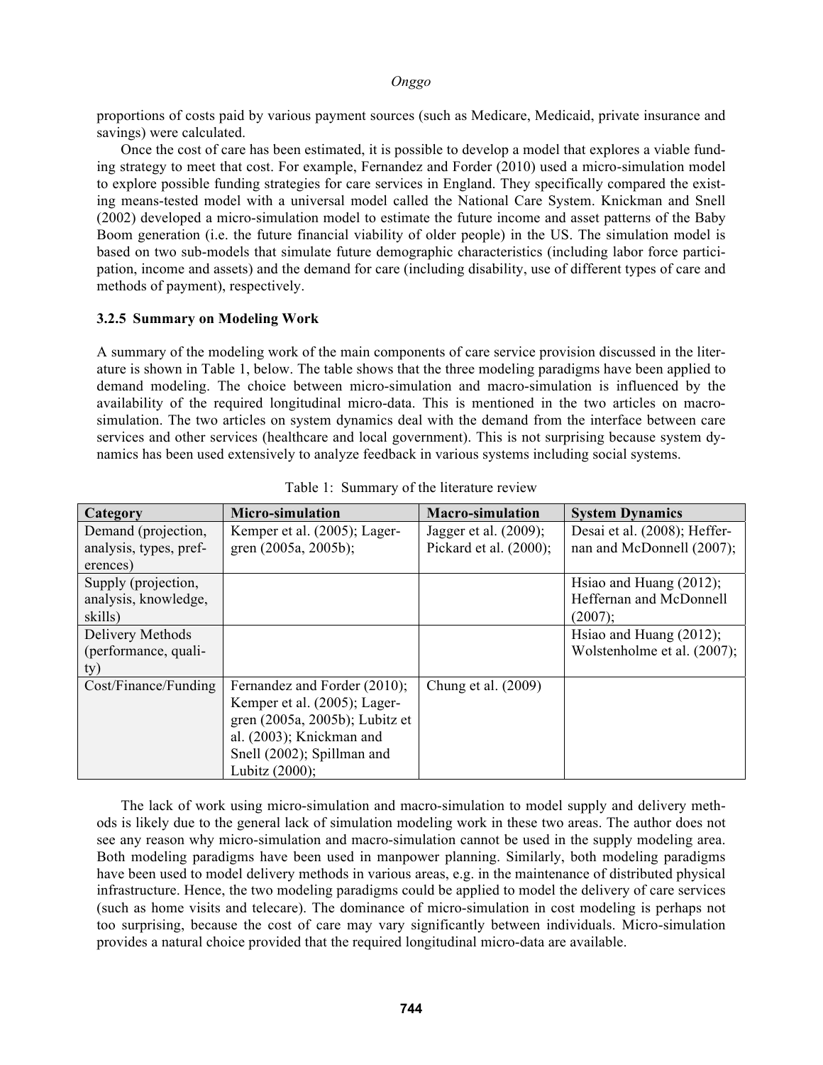proportions of costs paid by various payment sources (such as Medicare, Medicaid, private insurance and savings) were calculated.

Once the cost of care has been estimated, it is possible to develop a model that explores a viable funding strategy to meet that cost. For example, Fernandez and Forder (2010) used a micro-simulation model to explore possible funding strategies for care services in England. They specifically compared the existing means-tested model with a universal model called the National Care System. Knickman and Snell (2002) developed a micro-simulation model to estimate the future income and asset patterns of the Baby Boom generation (i.e. the future financial viability of older people) in the US. The simulation model is based on two sub-models that simulate future demographic characteristics (including labor force participation, income and assets) and the demand for care (including disability, use of different types of care and methods of payment), respectively.

### 3.2.5 Summary on Modeling Work

A summary of the modeling work of the main components of care service provision discussed in the literature is shown in Table 1, below. The table shows that the three modeling paradigms have been applied to demand modeling. The choice between micro-simulation and macro-simulation is influenced by the availability of the required longitudinal micro-data. This is mentioned in the two articles on macro-simulation. The two articles on system dynamics deal with the demand from the interface between care services and other services (healthcare and local government). This is not surprising because system dynamics has been used extensively to analyze feedback in various systems including social systems.

Table 1: Summary of the literature review

| Category | Micro-simulation | Macro-simulation | System Dynamics |
|---|---|---|---|
| Demand (projection, analysis, types, preferences) | Kemper et al. (2005); Lagergren (2005a, 2005b); | Jagger et al. (2009); Pickard et al. (2000); | Desai et al. (2008); Heffernan and McDonnell (2007); |
| Supply (projection, analysis, knowledge, skills) | | | Hsiao and Huang (2012); Heffernan and McDonnell (2007); |
| Delivery Methods (performance, quality) | | | Hsiao and Huang (2012); Wolstenholme et al. (2007); |
| Cost/Finance/Funding | Fernandez and Forder (2010); Kemper et al. (2005); Lagergren (2005a, 2005b); Lubitz et al. (2003); Knickman and Snell (2002); Spillman and Lubitz (2000); | Chung et al. (2009) | |

The lack of work using micro-simulation and macro-simulation to model supply and delivery methods is likely due to the general lack of simulation modeling work in these two areas. The author does not see any reason why micro-simulation and macro-simulation cannot be used in the supply modeling area. Both modeling paradigms have been used in manpower planning. Similarly, both modeling paradigms have been used to model delivery methods in various areas, e.g. in the maintenance of distributed physical infrastructure. Hence, the two modeling paradigms could be applied to model the delivery of care services (such as home visits and telecare). The dominance of micro-simulation in cost modeling is perhaps not too surprising, because the cost of care may vary significantly between individuals. Micro-simulation provides a natural choice provided that the required longitudinal micro-data are available.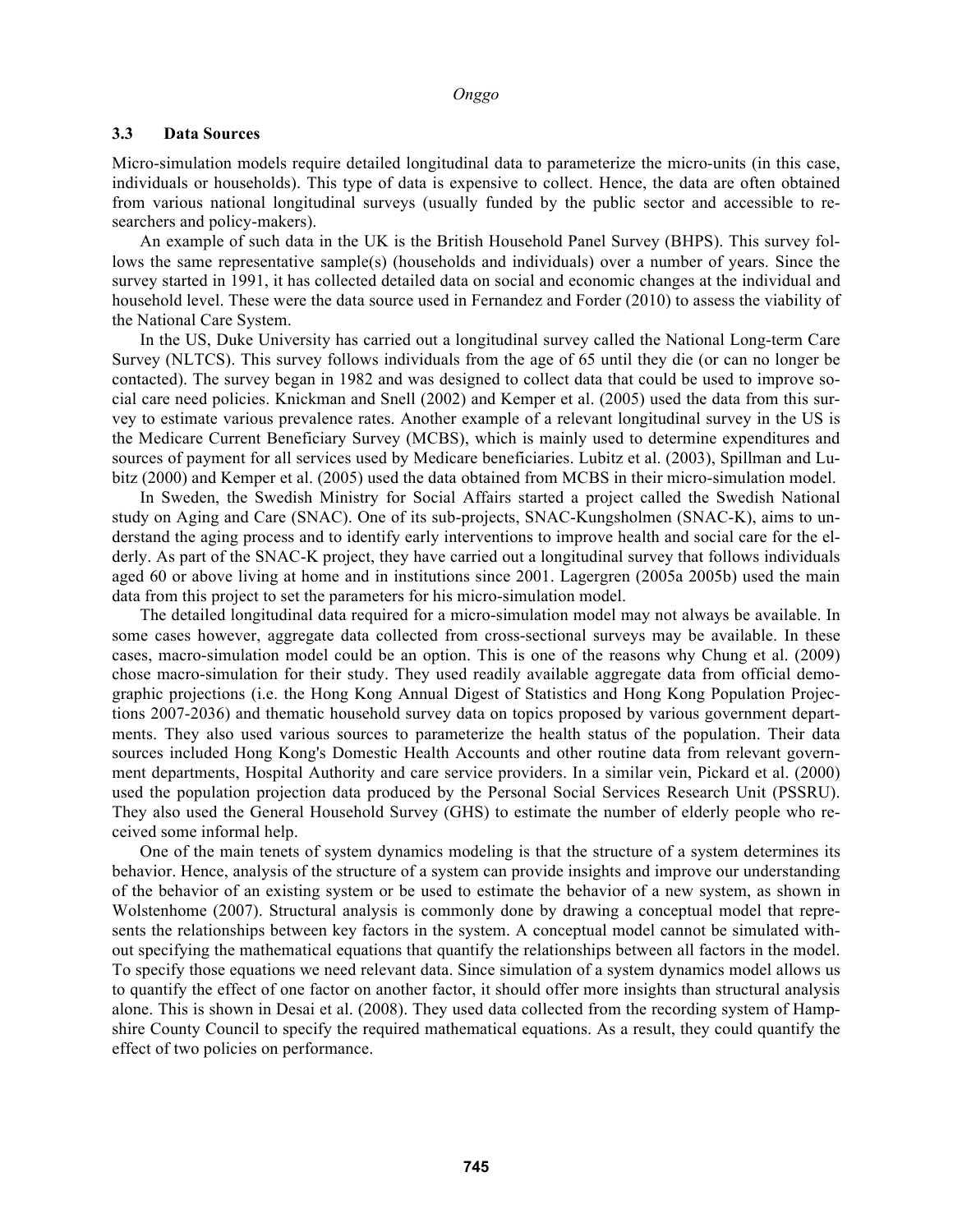### 3.3 Data Sources

Micro-simulation models require detailed longitudinal data to parameterize the micro-units (in this case, individuals or households). This type of data is expensive to collect. Hence, the data are often obtained from various national longitudinal surveys (usually funded by the public sector and accessible to researchers and policy-makers).

An example of such data in the UK is the British Household Panel Survey (BHPS). This survey follows the same representative sample(s) (households and individuals) over a number of years. Since the survey started in 1991, it has collected detailed data on social and economic changes at the individual and household level. These were the data source used in Fernandez and Forder (2010) to assess the viability of the National Care System.

In the US, Duke University has carried out a longitudinal survey called the National Long-term Care Survey (NLTCS). This survey follows individuals from the age of 65 until they die (or can no longer be contacted). The survey began in 1982 and was designed to collect data that could be used to improve social care need policies. Knickman and Snell (2002) and Kemper et al. (2005) used the data from this survey to estimate various prevalence rates. Another example of a relevant longitudinal survey in the US is the Medicare Current Beneficiary Survey (MCBS), which is mainly used to determine expenditures and sources of payment for all services used by Medicare beneficiaries. Lubitz et al. (2003), Spillman and Lubitz (2000) and Kemper et al. (2005) used the data obtained from MCBS in their micro-simulation model.

In Sweden, the Swedish Ministry for Social Affairs started a project called the Swedish National study on Aging and Care (SNAC). One of its sub-projects, SNAC-Kungsholmen (SNAC-K), aims to understand the aging process and to identify early interventions to improve health and social care for the elderly. As part of the SNAC-K project, they have carried out a longitudinal survey that follows individuals aged 60 or above living at home and in institutions since 2001. Lagergren (2005a 2005b) used the main data from this project to set the parameters for his micro-simulation model.

The detailed longitudinal data required for a micro-simulation model may not always be available. In some cases however, aggregate data collected from cross-sectional surveys may be available. In these cases, macro-simulation model could be an option. This is one of the reasons why Chung et al. (2009) chose macro-simulation for their study. They used readily available aggregate data from official demographic projections (i.e. the Hong Kong Annual Digest of Statistics and Hong Kong Population Projections 2007-2036) and thematic household survey data on topics proposed by various government departments. They also used various sources to parameterize the health status of the population. Their data sources included Hong Kong's Domestic Health Accounts and other routine data from relevant government departments, Hospital Authority and care service providers. In a similar vein, Pickard et al. (2000) used the population projection data produced by the Personal Social Services Research Unit (PSSRU). They also used the General Household Survey (GHS) to estimate the number of elderly people who received some informal help.

One of the main tenets of system dynamics modeling is that the structure of a system determines its behavior. Hence, analysis of the structure of a system can provide insights and improve our understanding of the behavior of an existing system or be used to estimate the behavior of a new system, as shown in Wolstenhome (2007). Structural analysis is commonly done by drawing a conceptual model that represents the relationships between key factors in the system. A conceptual model cannot be simulated without specifying the mathematical equations that quantify the relationships between all factors in the model. To specify those equations we need relevant data. Since simulation of a system dynamics model allows us to quantify the effect of one factor on another factor, it should offer more insights than structural analysis alone. This is shown in Desai et al. (2008). They used data collected from the recording system of Hampshire County Council to specify the required mathematical equations. As a result, they could quantify the effect of two policies on performance.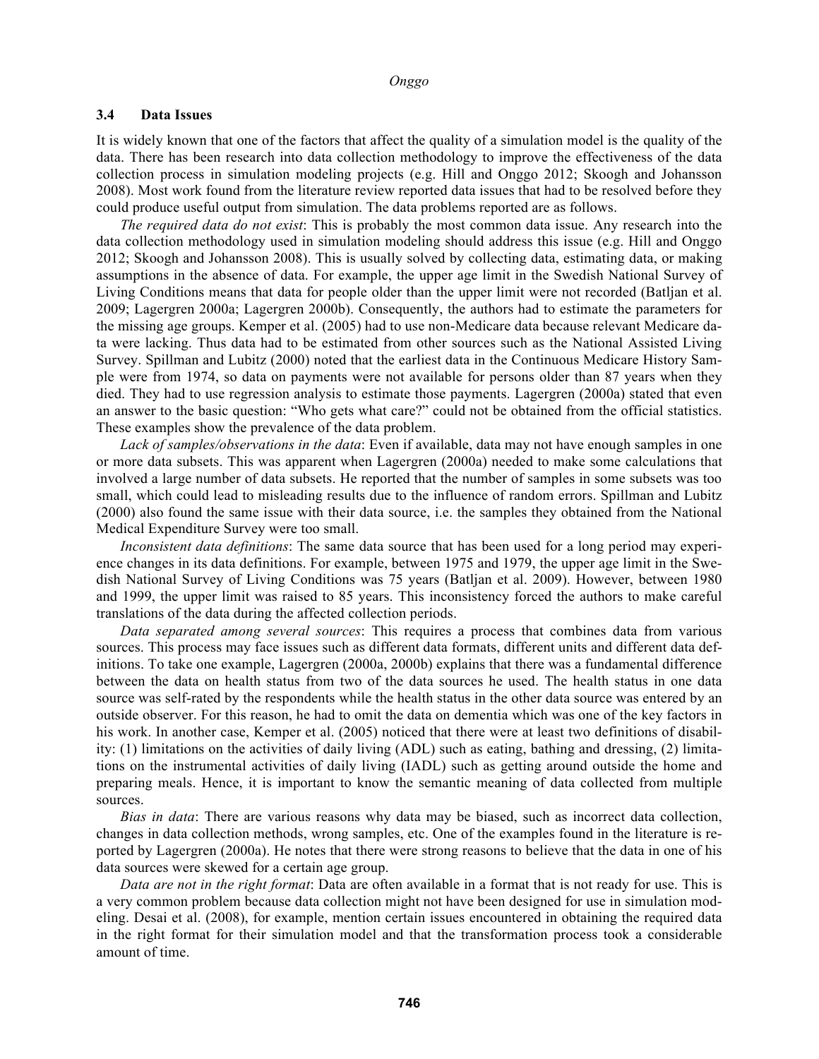### 3.4 Data Issues

It is widely known that one of the factors that affect the quality of a simulation model is the quality of the data. There has been research into data collection methodology to improve the effectiveness of the data collection process in simulation modeling projects (e.g. Hill and Onggo 2012; Skoogh and Johansson 2008). Most work found from the literature review reported data issues that had to be resolved before they could produce useful output from simulation. The data problems reported are as follows.

*The required data do not exist*: This is probably the most common data issue. Any research into the data collection methodology used in simulation modeling should address this issue (e.g. Hill and Onggo 2012; Skoogh and Johansson 2008). This is usually solved by collecting data, estimating data, or making assumptions in the absence of data. For example, the upper age limit in the Swedish National Survey of Living Conditions means that data for people older than the upper limit were not recorded (Batljan et al. 2009; Lagergren 2000a; Lagergren 2000b). Consequently, the authors had to estimate the parameters for the missing age groups. Kemper et al. (2005) had to use non-Medicare data because relevant Medicare data were lacking. Thus data had to be estimated from other sources such as the National Assisted Living Survey. Spillman and Lubitz (2000) noted that the earliest data in the Continuous Medicare History Sample were from 1974, so data on payments were not available for persons older than 87 years when they died. They had to use regression analysis to estimate those payments. Lagergren (2000a) stated that even an answer to the basic question: "Who gets what care?" could not be obtained from the official statistics. These examples show the prevalence of the data problem.

*Lack of samples/observations in the data*: Even if available, data may not have enough samples in one or more data subsets. This was apparent when Lagergren (2000a) needed to make some calculations that involved a large number of data subsets. He reported that the number of samples in some subsets was too small, which could lead to misleading results due to the influence of random errors. Spillman and Lubitz (2000) also found the same issue with their data source, i.e. the samples they obtained from the National Medical Expenditure Survey were too small.

*Inconsistent data definitions*: The same data source that has been used for a long period may experience changes in its data definitions. For example, between 1975 and 1979, the upper age limit in the Swedish National Survey of Living Conditions was 75 years (Batljan et al. 2009). However, between 1980 and 1999, the upper limit was raised to 85 years. This inconsistency forced the authors to make careful translations of the data during the affected collection periods.

*Data separated among several sources*: This requires a process that combines data from various sources. This process may face issues such as different data formats, different units and different data definitions. To take one example, Lagergren (2000a, 2000b) explains that there was a fundamental difference between the data on health status from two of the data sources he used. The health status in one data source was self-rated by the respondents while the health status in the other data source was entered by an outside observer. For this reason, he had to omit the data on dementia which was one of the key factors in his work. In another case, Kemper et al. (2005) noticed that there were at least two definitions of disability: (1) limitations on the activities of daily living (ADL) such as eating, bathing and dressing, (2) limitations on the instrumental activities of daily living (IADL) such as getting around outside the home and preparing meals. Hence, it is important to know the semantic meaning of data collected from multiple sources.

*Bias in data*: There are various reasons why data may be biased, such as incorrect data collection, changes in data collection methods, wrong samples, etc. One of the examples found in the literature is reported by Lagergren (2000a). He notes that there were strong reasons to believe that the data in one of his data sources were skewed for a certain age group.

*Data are not in the right format*: Data are often available in a format that is not ready for use. This is a very common problem because data collection might not have been designed for use in simulation modeling. Desai et al. (2008), for example, mention certain issues encountered in obtaining the required data in the right format for their simulation model and that the transformation process took a considerable amount of time.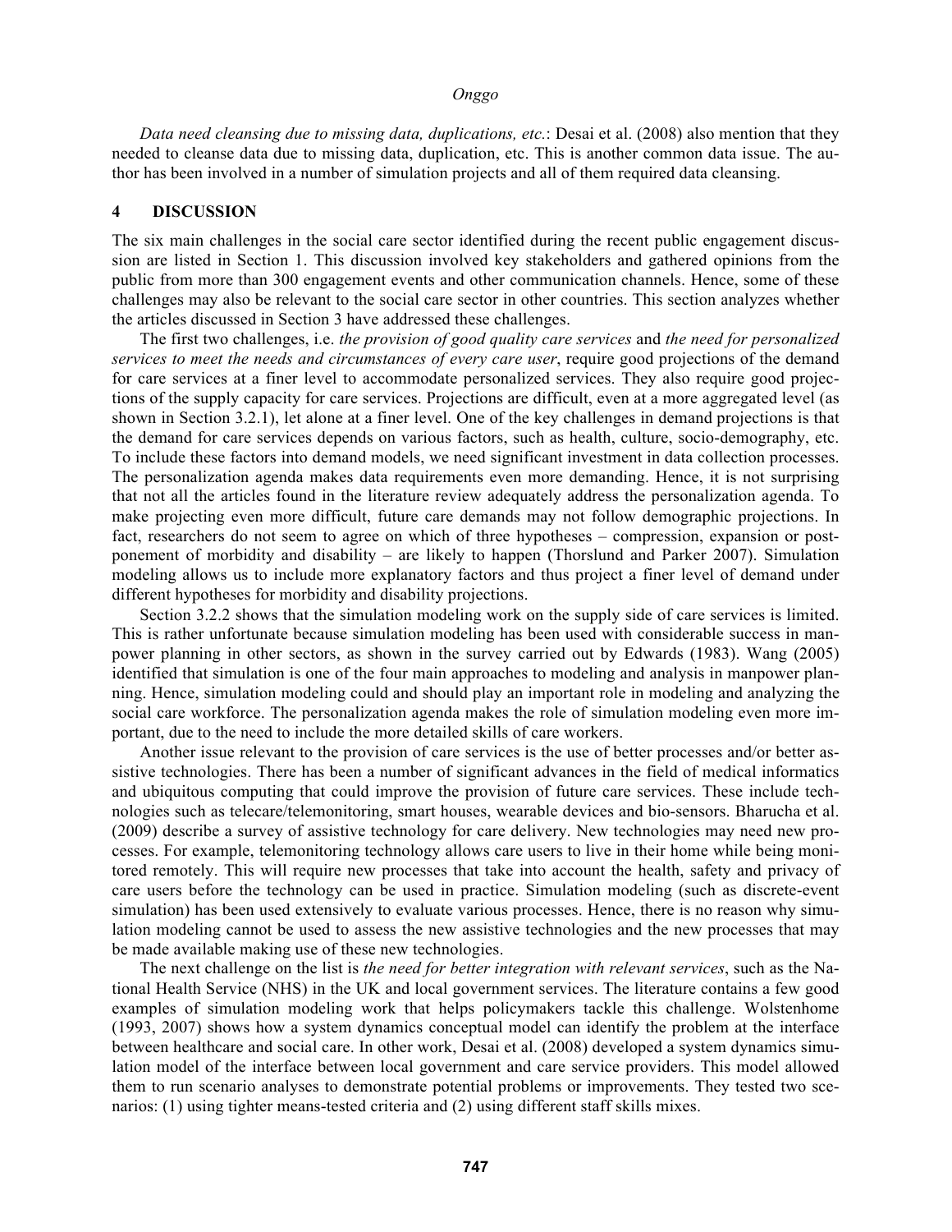*Data need cleansing due to missing data, duplications, etc.*: Desai et al. (2008) also mention that they needed to cleanse data due to missing data, duplication, etc. This is another common data issue. The author has been involved in a number of simulation projects and all of them required data cleansing.

## 4 DISCUSSION

The six main challenges in the social care sector identified during the recent public engagement discussion are listed in Section 1. This discussion involved key stakeholders and gathered opinions from the public from more than 300 engagement events and other communication channels. Hence, some of these challenges may also be relevant to the social care sector in other countries. This section analyzes whether the articles discussed in Section 3 have addressed these challenges.

The first two challenges, i.e. *the provision of good quality care services* and *the need for personalized services to meet the needs and circumstances of every care user*, require good projections of the demand for care services at a finer level to accommodate personalized services. They also require good projections of the supply capacity for care services. Projections are difficult, even at a more aggregated level (as shown in Section 3.2.1), let alone at a finer level. One of the key challenges in demand projections is that the demand for care services depends on various factors, such as health, culture, socio-demography, etc. To include these factors into demand models, we need significant investment in data collection processes. The personalization agenda makes data requirements even more demanding. Hence, it is not surprising that not all the articles found in the literature review adequately address the personalization agenda. To make projecting even more difficult, future care demands may not follow demographic projections. In fact, researchers do not seem to agree on which of three hypotheses – compression, expansion or postponement of morbidity and disability – are likely to happen (Thorslund and Parker 2007). Simulation modeling allows us to include more explanatory factors and thus project a finer level of demand under different hypotheses for morbidity and disability projections.

Section 3.2.2 shows that the simulation modeling work on the supply side of care services is limited. This is rather unfortunate because simulation modeling has been used with considerable success in manpower planning in other sectors, as shown in the survey carried out by Edwards (1983). Wang (2005) identified that simulation is one of the four main approaches to modeling and analysis in manpower planning. Hence, simulation modeling could and should play an important role in modeling and analyzing the social care workforce. The personalization agenda makes the role of simulation modeling even more important, due to the need to include the more detailed skills of care workers.

Another issue relevant to the provision of care services is the use of better processes and/or better assistive technologies. There has been a number of significant advances in the field of medical informatics and ubiquitous computing that could improve the provision of future care services. These include technologies such as telecare/telemonitoring, smart houses, wearable devices and bio-sensors. Bharucha et al. (2009) describe a survey of assistive technology for care delivery. New technologies may need new processes. For example, telemonitoring technology allows care users to live in their home while being monitored remotely. This will require new processes that take into account the health, safety and privacy of care users before the technology can be used in practice. Simulation modeling (such as discrete-event simulation) has been used extensively to evaluate various processes. Hence, there is no reason why simulation modeling cannot be used to assess the new assistive technologies and the new processes that may be made available making use of these new technologies.

The next challenge on the list is *the need for better integration with relevant services*, such as the National Health Service (NHS) in the UK and local government services. The literature contains a few good examples of simulation modeling work that helps policymakers tackle this challenge. Wolstenhome (1993, 2007) shows how a system dynamics conceptual model can identify the problem at the interface between healthcare and social care. In other work, Desai et al. (2008) developed a system dynamics simulation model of the interface between local government and care service providers. This model allowed them to run scenario analyses to demonstrate potential problems or improvements. They tested two scenarios: (1) using tighter means-tested criteria and (2) using different staff skills mixes.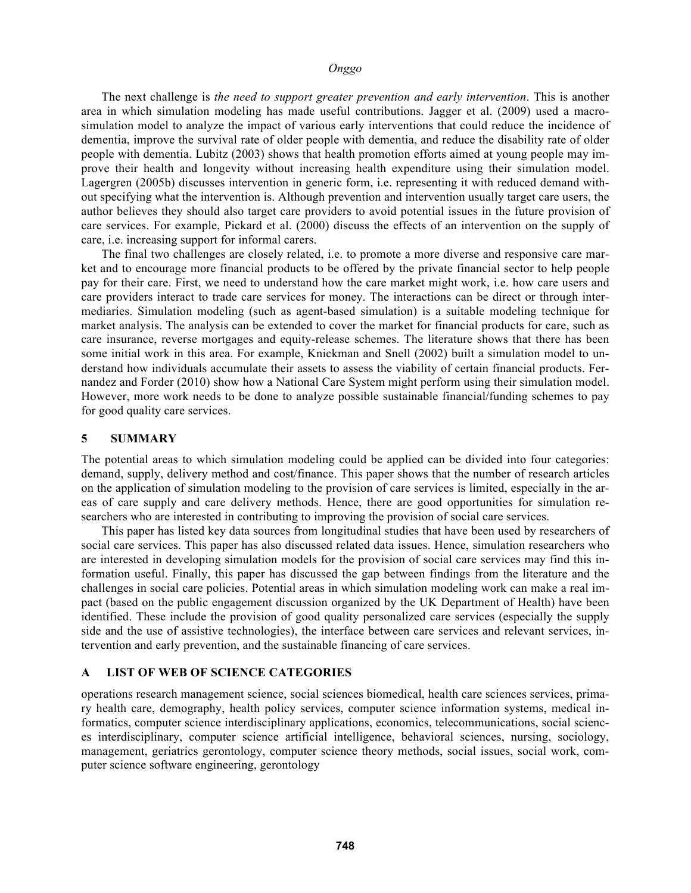The next challenge is *the need to support greater prevention and early intervention*. This is another area in which simulation modeling has made useful contributions. Jagger et al. (2009) used a macro-simulation model to analyze the impact of various early interventions that could reduce the incidence of dementia, improve the survival rate of older people with dementia, and reduce the disability rate of older people with dementia. Lubitz (2003) shows that health promotion efforts aimed at young people may improve their health and longevity without increasing health expenditure using their simulation model. Lagergren (2005b) discusses intervention in generic form, i.e. representing it with reduced demand without specifying what the intervention is. Although prevention and intervention usually target care users, the author believes they should also target care providers to avoid potential issues in the future provision of care services. For example, Pickard et al. (2000) discuss the effects of an intervention on the supply of care, i.e. increasing support for informal carers.

The final two challenges are closely related, i.e. to promote a more diverse and responsive care market and to encourage more financial products to be offered by the private financial sector to help people pay for their care. First, we need to understand how the care market might work, i.e. how care users and care providers interact to trade care services for money. The interactions can be direct or through intermediaries. Simulation modeling (such as agent-based simulation) is a suitable modeling technique for market analysis. The analysis can be extended to cover the market for financial products for care, such as care insurance, reverse mortgages and equity-release schemes. The literature shows that there has been some initial work in this area. For example, Knickman and Snell (2002) built a simulation model to understand how individuals accumulate their assets to assess the viability of certain financial products. Fernandez and Forder (2010) show how a National Care System might perform using their simulation model. However, more work needs to be done to analyze possible sustainable financial/funding schemes to pay for good quality care services.

## 5 SUMMARY

The potential areas to which simulation modeling could be applied can be divided into four categories: demand, supply, delivery method and cost/finance. This paper shows that the number of research articles on the application of simulation modeling to the provision of care services is limited, especially in the areas of care supply and care delivery methods. Hence, there are good opportunities for simulation researchers who are interested in contributing to improving the provision of social care services.

This paper has listed key data sources from longitudinal studies that have been used by researchers of social care services. This paper has also discussed related data issues. Hence, simulation researchers who are interested in developing simulation models for the provision of social care services may find this information useful. Finally, this paper has discussed the gap between findings from the literature and the challenges in social care policies. Potential areas in which simulation modeling work can make a real impact (based on the public engagement discussion organized by the UK Department of Health) have been identified. These include the provision of good quality personalized care services (especially the supply side and the use of assistive technologies), the interface between care services and relevant services, intervention and early prevention, and the sustainable financing of care services.

## A LIST OF WEB OF SCIENCE CATEGORIES

operations research management science, social sciences biomedical, health care sciences services, primary health care, demography, health policy services, computer science information systems, medical informatics, computer science interdisciplinary applications, economics, telecommunications, social sciences interdisciplinary, computer science artificial intelligence, behavioral sciences, nursing, sociology, management, geriatrics gerontology, computer science theory methods, social issues, social work, computer science software engineering, gerontology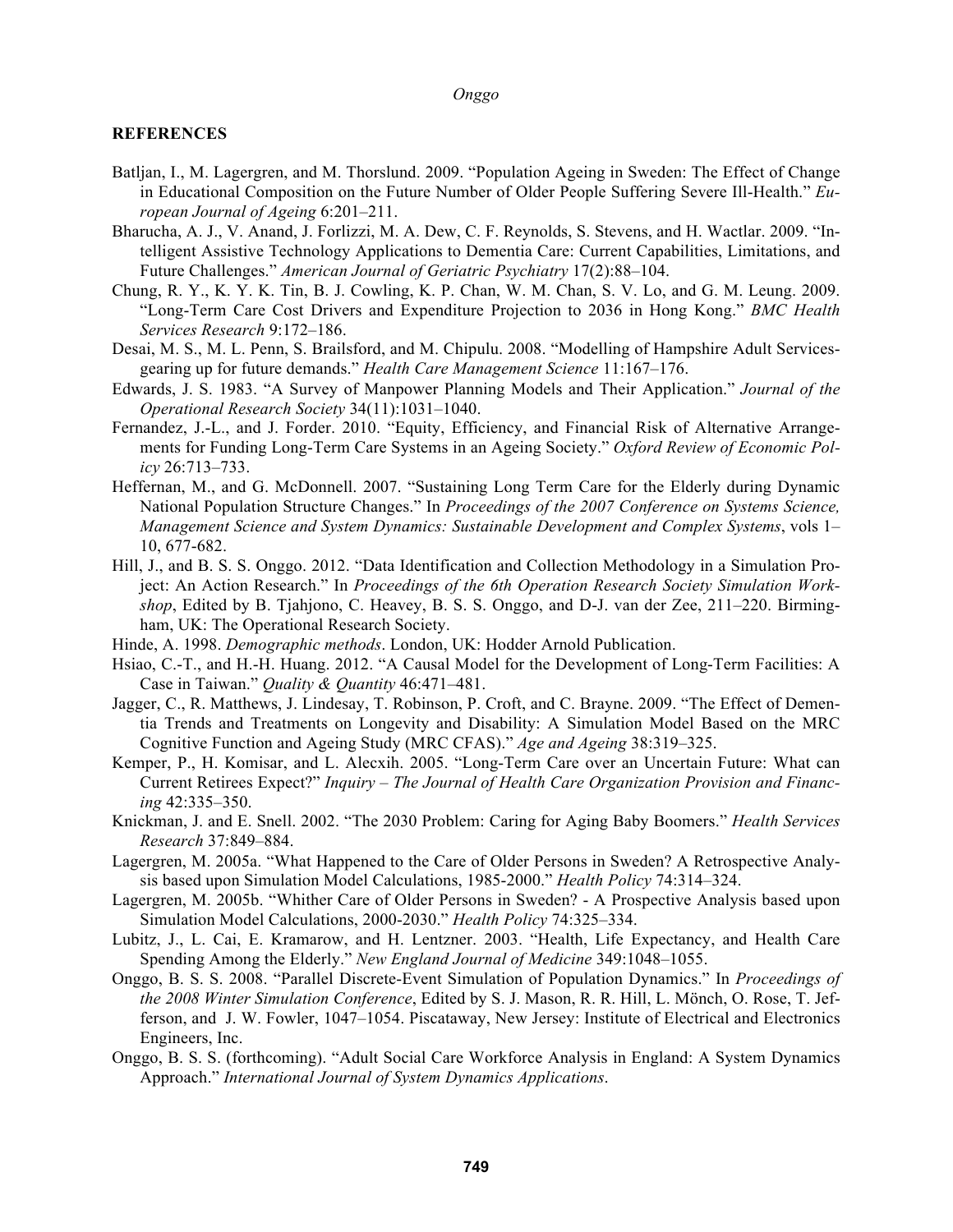## REFERENCES

Batljan, I., M. Lagergren, and M. Thorslund. 2009. "Population Ageing in Sweden: The Effect of Change in Educational Composition on the Future Number of Older People Suffering Severe Ill-Health." *European Journal of Ageing* 6:201–211.

Bharucha, A. J., V. Anand, J. Forlizzi, M. A. Dew, C. F. Reynolds, S. Stevens, and H. Wactlar. 2009. "Intelligent Assistive Technology Applications to Dementia Care: Current Capabilities, Limitations, and Future Challenges." *American Journal of Geriatric Psychiatry* 17(2):88–104.

Chung, R. Y., K. Y. K. Tin, B. J. Cowling, K. P. Chan, W. M. Chan, S. V. Lo, and G. M. Leung. 2009. "Long-Term Care Cost Drivers and Expenditure Projection to 2036 in Hong Kong." *BMC Health Services Research* 9:172–186.

Desai, M. S., M. L. Penn, S. Brailsford, and M. Chipulu. 2008. "Modelling of Hampshire Adult Services-gearing up for future demands." *Health Care Management Science* 11:167–176.

Edwards, J. S. 1983. "A Survey of Manpower Planning Models and Their Application." *Journal of the Operational Research Society* 34(11):1031–1040.

Fernandez, J.-L., and J. Forder. 2010. "Equity, Efficiency, and Financial Risk of Alternative Arrangements for Funding Long-Term Care Systems in an Ageing Society." *Oxford Review of Economic Policy* 26:713–733.

Heffernan, M., and G. McDonnell. 2007. "Sustaining Long Term Care for the Elderly during Dynamic National Population Structure Changes." In *Proceedings of the 2007 Conference on Systems Science, Management Science and System Dynamics: Sustainable Development and Complex Systems*, vols 1–10, 677-682.

Hill, J., and B. S. S. Onggo. 2012. "Data Identification and Collection Methodology in a Simulation Project: An Action Research." In *Proceedings of the 6th Operation Research Society Simulation Workshop*, Edited by B. Tjahjono, C. Heavey, B. S. S. Onggo, and D-J. van der Zee, 211–220. Birmingham, UK: The Operational Research Society.

Hinde, A. 1998. *Demographic methods*. London, UK: Hodder Arnold Publication.

Hsiao, C.-T., and H.-H. Huang. 2012. "A Causal Model for the Development of Long-Term Facilities: A Case in Taiwan." *Quality & Quantity* 46:471–481.

Jagger, C., R. Matthews, J. Lindesay, T. Robinson, P. Croft, and C. Brayne. 2009. "The Effect of Dementia Trends and Treatments on Longevity and Disability: A Simulation Model Based on the MRC Cognitive Function and Ageing Study (MRC CFAS)." *Age and Ageing* 38:319–325.

Kemper, P., H. Komisar, and L. Alecxih. 2005. "Long-Term Care over an Uncertain Future: What can Current Retirees Expect?" *Inquiry – The Journal of Health Care Organization Provision and Financing* 42:335–350.

Knickman, J. and E. Snell. 2002. "The 2030 Problem: Caring for Aging Baby Boomers." *Health Services Research* 37:849–884.

Lagergren, M. 2005a. "What Happened to the Care of Older Persons in Sweden? A Retrospective Analysis based upon Simulation Model Calculations, 1985-2000." *Health Policy* 74:314–324.

Lagergren, M. 2005b. "Whither Care of Older Persons in Sweden? - A Prospective Analysis based upon Simulation Model Calculations, 2000-2030." *Health Policy* 74:325–334.

Lubitz, J., L. Cai, E. Kramarow, and H. Lentzner. 2003. "Health, Life Expectancy, and Health Care Spending Among the Elderly." *New England Journal of Medicine* 349:1048–1055.

Onggo, B. S. S. 2008. "Parallel Discrete-Event Simulation of Population Dynamics." In *Proceedings of the 2008 Winter Simulation Conference*, Edited by S. J. Mason, R. R. Hill, L. Mönch, O. Rose, T. Jefferson, and J. W. Fowler, 1047–1054. Piscataway, New Jersey: Institute of Electrical and Electronics Engineers, Inc.

Onggo, B. S. S. (forthcoming). "Adult Social Care Workforce Analysis in England: A System Dynamics Approach." *International Journal of System Dynamics Applications*.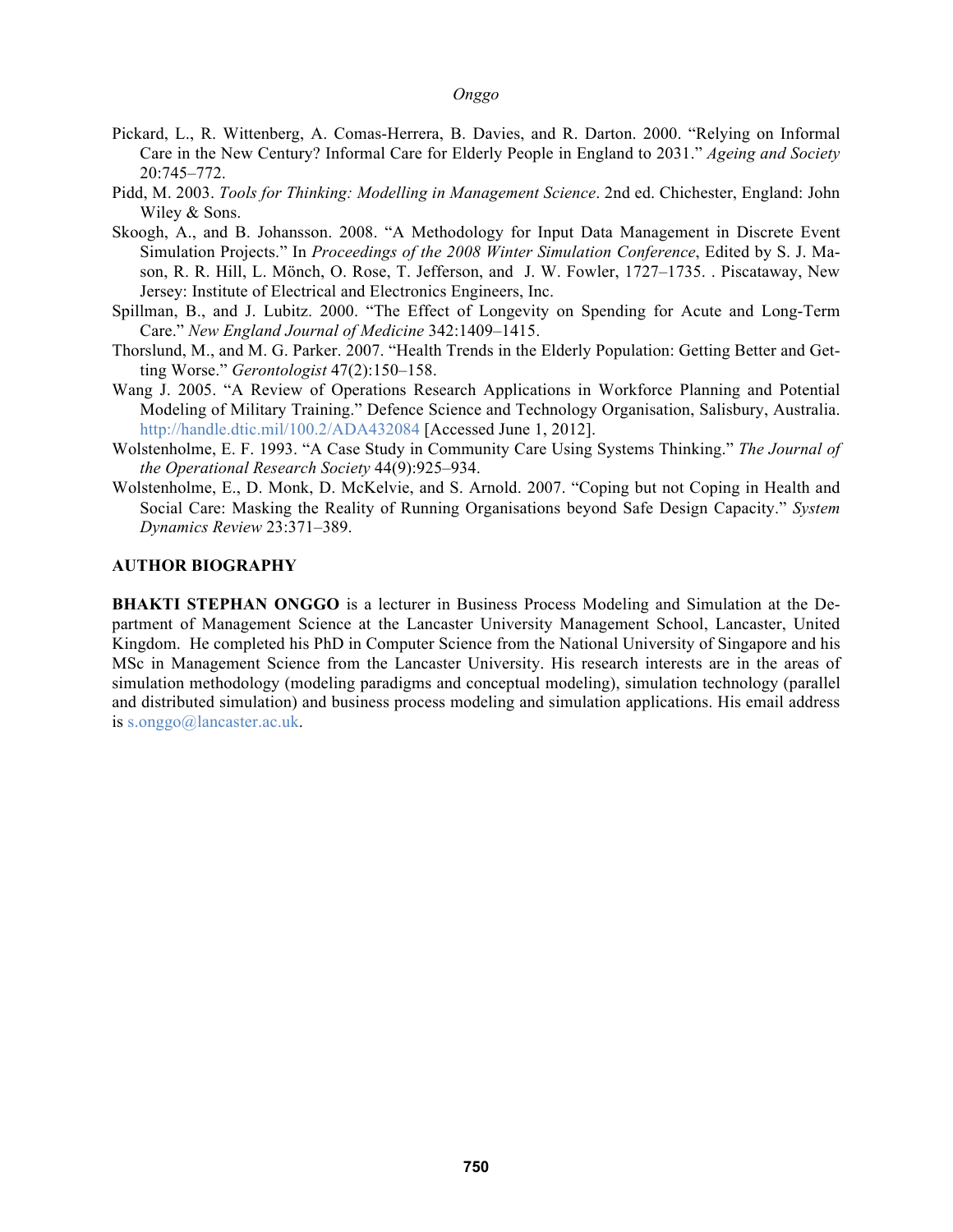Pickard, L., R. Wittenberg, A. Comas-Herrera, B. Davies, and R. Darton. 2000. "Relying on Informal Care in the New Century? Informal Care for Elderly People in England to 2031." *Ageing and Society* 20:745–772.

Pidd, M. 2003. *Tools for Thinking: Modelling in Management Science*. 2nd ed. Chichester, England: John Wiley & Sons.

Skoogh, A., and B. Johansson. 2008. "A Methodology for Input Data Management in Discrete Event Simulation Projects." In *Proceedings of the 2008 Winter Simulation Conference*, Edited by S. J. Mason, R. R. Hill, L. Mönch, O. Rose, T. Jefferson, and J. W. Fowler, 1727–1735. . Piscataway, New Jersey: Institute of Electrical and Electronics Engineers, Inc.

Spillman, B., and J. Lubitz. 2000. "The Effect of Longevity on Spending for Acute and Long-Term Care." *New England Journal of Medicine* 342:1409–1415.

Thorslund, M., and M. G. Parker. 2007. "Health Trends in the Elderly Population: Getting Better and Getting Worse." *Gerontologist* 47(2):150–158.

Wang J. 2005. "A Review of Operations Research Applications in Workforce Planning and Potential Modeling of Military Training." Defence Science and Technology Organisation, Salisbury, Australia. http://handle.dtic.mil/100.2/ADA432084 [Accessed June 1, 2012].

Wolstenholme, E. F. 1993. "A Case Study in Community Care Using Systems Thinking." *The Journal of the Operational Research Society* 44(9):925–934.

Wolstenholme, E., D. Monk, D. McKelvie, and S. Arnold. 2007. "Coping but not Coping in Health and Social Care: Masking the Reality of Running Organisations beyond Safe Design Capacity." *System Dynamics Review* 23:371–389.

## AUTHOR BIOGRAPHY

**BHAKTI STEPHAN ONGGO** is a lecturer in Business Process Modeling and Simulation at the Department of Management Science at the Lancaster University Management School, Lancaster, United Kingdom. He completed his PhD in Computer Science from the National University of Singapore and his MSc in Management Science from the Lancaster University. His research interests are in the areas of simulation methodology (modeling paradigms and conceptual modeling), simulation technology (parallel and distributed simulation) and business process modeling and simulation applications. His email address is s.onggo@lancaster.ac.uk.